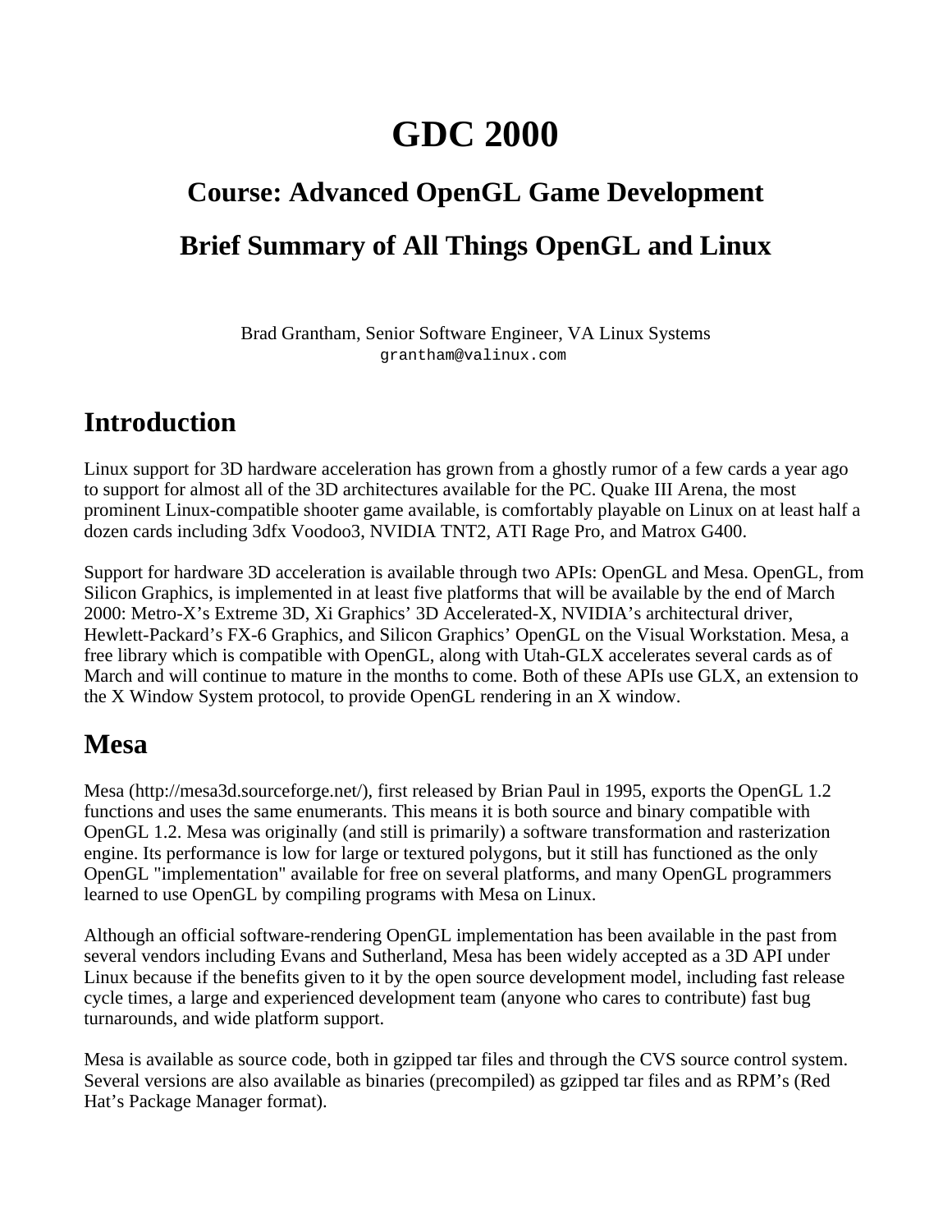# GDC 2000

## Course: Advanced OpenGL Game Development

## Brief Summary of All Things OpenGL and Linux

Brad Grantham, Senior Software Engineer, VA Linux Systems
`grantham@valinux.com`

## Introduction

Linux support for 3D hardware acceleration has grown from a ghostly rumor of a few cards a year ago to support for almost all of the 3D architectures available for the PC. Quake III Arena, the most prominent Linux-compatible shooter game available, is comfortably playable on Linux on at least half a dozen cards including 3dfx Voodoo3, NVIDIA TNT2, ATI Rage Pro, and Matrox G400.

Support for hardware 3D acceleration is available through two APIs: OpenGL and Mesa. OpenGL, from Silicon Graphics, is implemented in at least five platforms that will be available by the end of March 2000: Metro-X's Extreme 3D, Xi Graphics' 3D Accelerated-X, NVIDIA's architectural driver, Hewlett-Packard's FX-6 Graphics, and Silicon Graphics' OpenGL on the Visual Workstation. Mesa, a free library which is compatible with OpenGL, along with Utah-GLX accelerates several cards as of March and will continue to mature in the months to come. Both of these APIs use GLX, an extension to the X Window System protocol, to provide OpenGL rendering in an X window.

## Mesa

Mesa (http://mesa3d.sourceforge.net/), first released by Brian Paul in 1995, exports the OpenGL 1.2 functions and uses the same enumerants. This means it is both source and binary compatible with OpenGL 1.2. Mesa was originally (and still is primarily) a software transformation and rasterization engine. Its performance is low for large or textured polygons, but it still has functioned as the only OpenGL "implementation" available for free on several platforms, and many OpenGL programmers learned to use OpenGL by compiling programs with Mesa on Linux.

Although an official software-rendering OpenGL implementation has been available in the past from several vendors including Evans and Sutherland, Mesa has been widely accepted as a 3D API under Linux because if the benefits given to it by the open source development model, including fast release cycle times, a large and experienced development team (anyone who cares to contribute) fast bug turnarounds, and wide platform support.

Mesa is available as source code, both in gzipped tar files and through the CVS source control system. Several versions are also available as binaries (precompiled) as gzipped tar files and as RPM's (Red Hat's Package Manager format).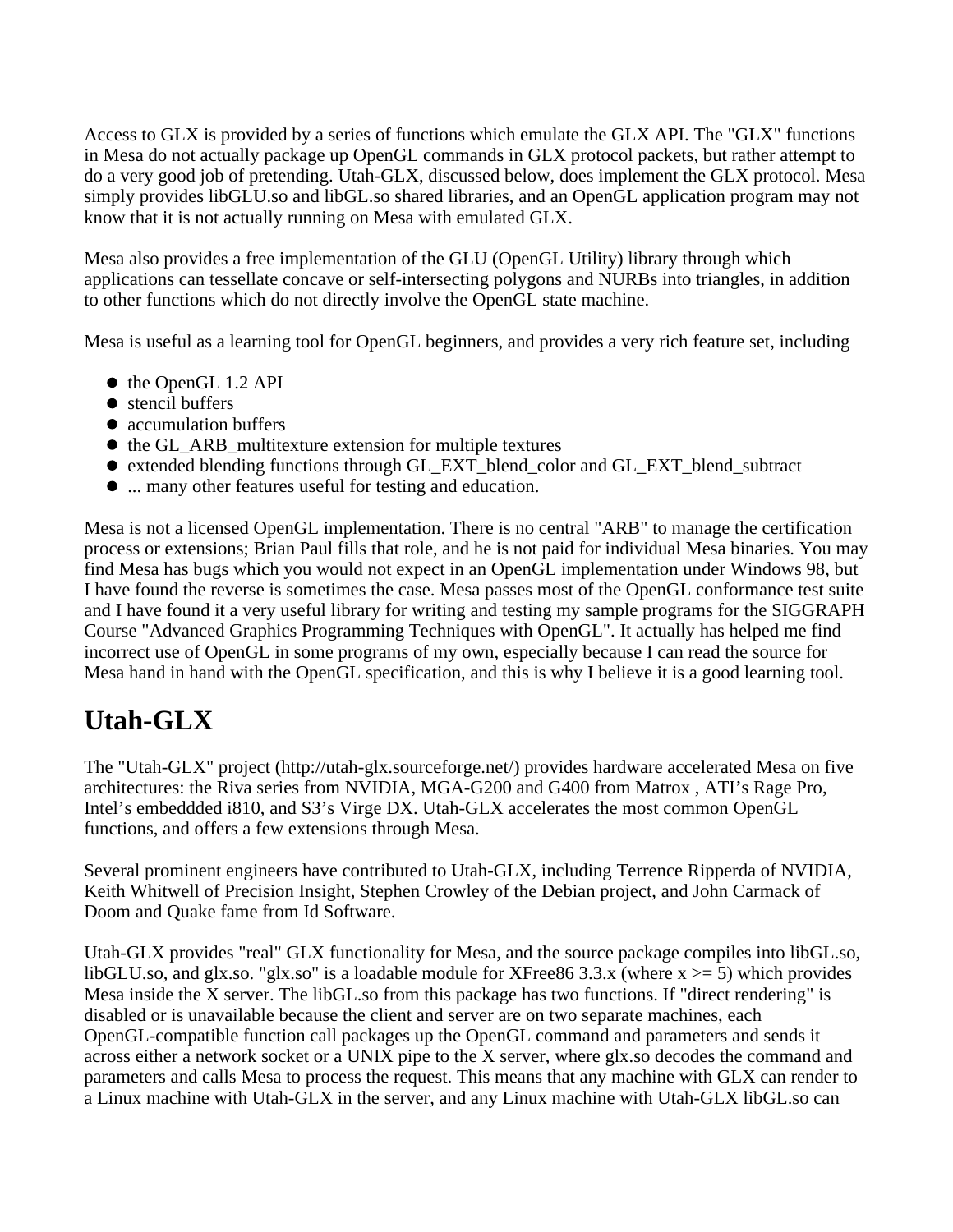Access to GLX is provided by a series of functions which emulate the GLX API. The "GLX" functions in Mesa do not actually package up OpenGL commands in GLX protocol packets, but rather attempt to do a very good job of pretending. Utah-GLX, discussed below, does implement the GLX protocol. Mesa simply provides libGLU.so and libGL.so shared libraries, and an OpenGL application program may not know that it is not actually running on Mesa with emulated GLX.

Mesa also provides a free implementation of the GLU (OpenGL Utility) library through which applications can tessellate concave or self-intersecting polygons and NURBs into triangles, in addition to other functions which do not directly involve the OpenGL state machine.

Mesa is useful as a learning tool for OpenGL beginners, and provides a very rich feature set, including

- the OpenGL 1.2 API
- stencil buffers
- accumulation buffers
- the GL_ARB_multitexture extension for multiple textures
- extended blending functions through GL_EXT_blend_color and GL_EXT_blend_subtract
- ... many other features useful for testing and education.

Mesa is not a licensed OpenGL implementation. There is no central "ARB" to manage the certification process or extensions; Brian Paul fills that role, and he is not paid for individual Mesa binaries. You may find Mesa has bugs which you would not expect in an OpenGL implementation under Windows 98, but I have found the reverse is sometimes the case. Mesa passes most of the OpenGL conformance test suite and I have found it a very useful library for writing and testing my sample programs for the SIGGRAPH Course "Advanced Graphics Programming Techniques with OpenGL". It actually has helped me find incorrect use of OpenGL in some programs of my own, especially because I can read the source for Mesa hand in hand with the OpenGL specification, and this is why I believe it is a good learning tool.

## Utah-GLX

The "Utah-GLX" project (http://utah-glx.sourceforge.net/) provides hardware accelerated Mesa on five architectures: the Riva series from NVIDIA, MGA-G200 and G400 from Matrox , ATI's Rage Pro, Intel's embeddded i810, and S3's Virge DX. Utah-GLX accelerates the most common OpenGL functions, and offers a few extensions through Mesa.

Several prominent engineers have contributed to Utah-GLX, including Terrence Ripperda of NVIDIA, Keith Whitwell of Precision Insight, Stephen Crowley of the Debian project, and John Carmack of Doom and Quake fame from Id Software.

Utah-GLX provides "real" GLX functionality for Mesa, and the source package compiles into libGL.so, libGLU.so, and glx.so. "glx.so" is a loadable module for XFree86 3.3.x (where x >= 5) which provides Mesa inside the X server. The libGL.so from this package has two functions. If "direct rendering" is disabled or is unavailable because the client and server are on two separate machines, each OpenGL-compatible function call packages up the OpenGL command and parameters and sends it across either a network socket or a UNIX pipe to the X server, where glx.so decodes the command and parameters and calls Mesa to process the request. This means that any machine with GLX can render to a Linux machine with Utah-GLX in the server, and any Linux machine with Utah-GLX libGL.so can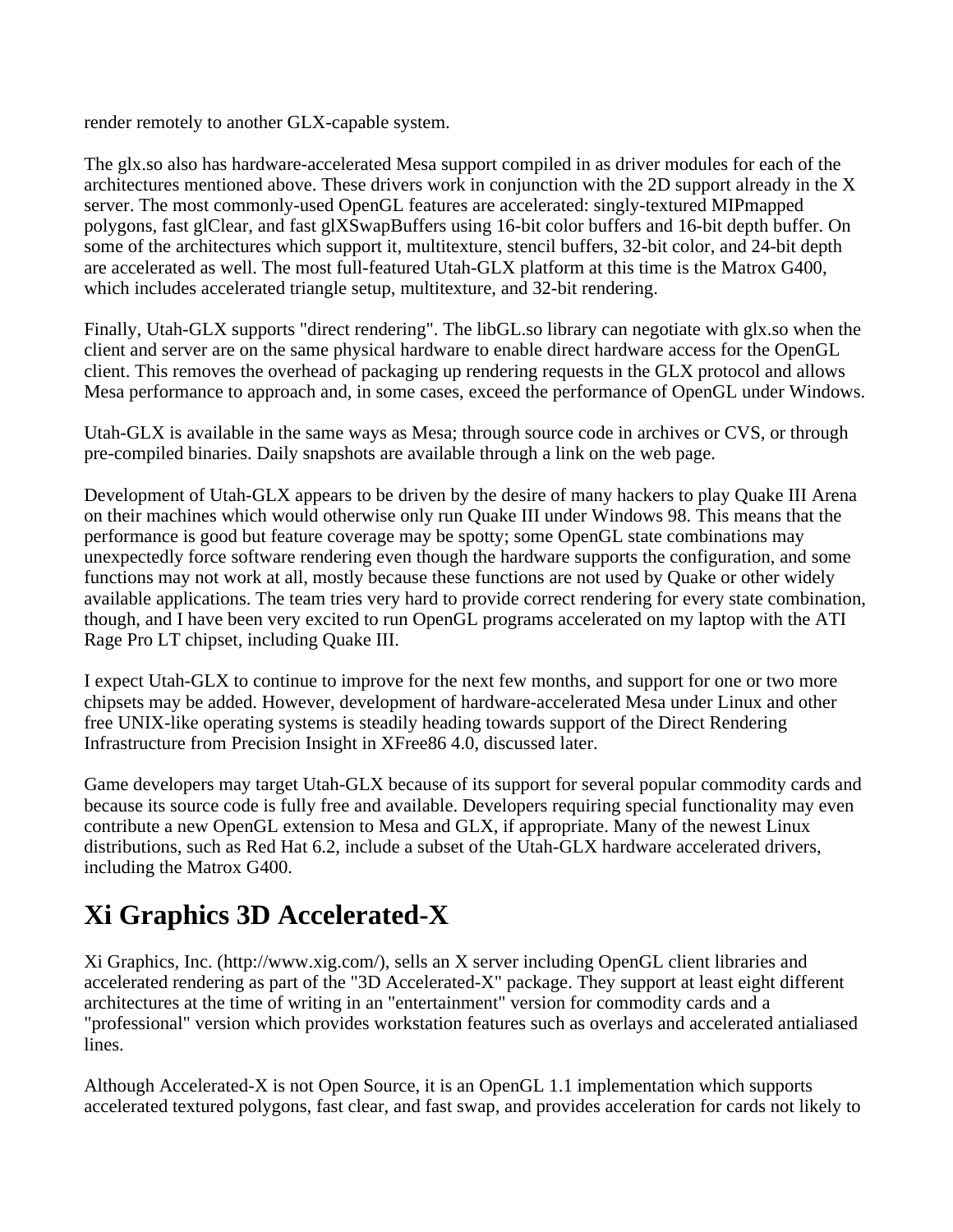render remotely to another GLX-capable system.

The glx.so also has hardware-accelerated Mesa support compiled in as driver modules for each of the architectures mentioned above. These drivers work in conjunction with the 2D support already in the X server. The most commonly-used OpenGL features are accelerated: singly-textured MIPmapped polygons, fast glClear, and fast glXSwapBuffers using 16-bit color buffers and 16-bit depth buffer. On some of the architectures which support it, multitexture, stencil buffers, 32-bit color, and 24-bit depth are accelerated as well. The most full-featured Utah-GLX platform at this time is the Matrox G400, which includes accelerated triangle setup, multitexture, and 32-bit rendering.

Finally, Utah-GLX supports "direct rendering". The libGL.so library can negotiate with glx.so when the client and server are on the same physical hardware to enable direct hardware access for the OpenGL client. This removes the overhead of packaging up rendering requests in the GLX protocol and allows Mesa performance to approach and, in some cases, exceed the performance of OpenGL under Windows.

Utah-GLX is available in the same ways as Mesa; through source code in archives or CVS, or through pre-compiled binaries. Daily snapshots are available through a link on the web page.

Development of Utah-GLX appears to be driven by the desire of many hackers to play Quake III Arena on their machines which would otherwise only run Quake III under Windows 98. This means that the performance is good but feature coverage may be spotty; some OpenGL state combinations may unexpectedly force software rendering even though the hardware supports the configuration, and some functions may not work at all, mostly because these functions are not used by Quake or other widely available applications. The team tries very hard to provide correct rendering for every state combination, though, and I have been very excited to run OpenGL programs accelerated on my laptop with the ATI Rage Pro LT chipset, including Quake III.

I expect Utah-GLX to continue to improve for the next few months, and support for one or two more chipsets may be added. However, development of hardware-accelerated Mesa under Linux and other free UNIX-like operating systems is steadily heading towards support of the Direct Rendering Infrastructure from Precision Insight in XFree86 4.0, discussed later.

Game developers may target Utah-GLX because of its support for several popular commodity cards and because its source code is fully free and available. Developers requiring special functionality may even contribute a new OpenGL extension to Mesa and GLX, if appropriate. Many of the newest Linux distributions, such as Red Hat 6.2, include a subset of the Utah-GLX hardware accelerated drivers, including the Matrox G400.

# Xi Graphics 3D Accelerated-X

Xi Graphics, Inc. (http://www.xig.com/), sells an X server including OpenGL client libraries and accelerated rendering as part of the "3D Accelerated-X" package. They support at least eight different architectures at the time of writing in an "entertainment" version for commodity cards and a "professional" version which provides workstation features such as overlays and accelerated antialiased lines.

Although Accelerated-X is not Open Source, it is an OpenGL 1.1 implementation which supports accelerated textured polygons, fast clear, and fast swap, and provides acceleration for cards not likely to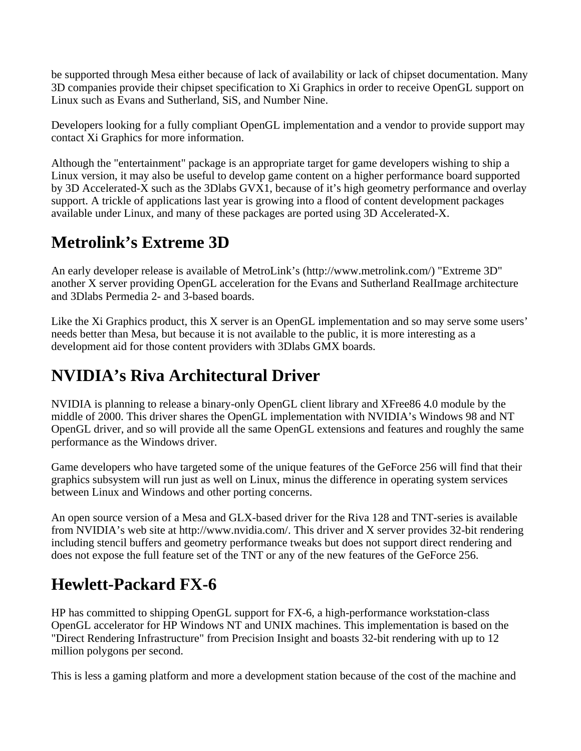be supported through Mesa either because of lack of availability or lack of chipset documentation. Many 3D companies provide their chipset specification to Xi Graphics in order to receive OpenGL support on Linux such as Evans and Sutherland, SiS, and Number Nine.

Developers looking for a fully compliant OpenGL implementation and a vendor to provide support may contact Xi Graphics for more information.

Although the "entertainment" package is an appropriate target for game developers wishing to ship a Linux version, it may also be useful to develop game content on a higher performance board supported by 3D Accelerated-X such as the 3Dlabs GVX1, because of it's high geometry performance and overlay support. A trickle of applications last year is growing into a flood of content development packages available under Linux, and many of these packages are ported using 3D Accelerated-X.

## Metrolink's Extreme 3D

An early developer release is available of MetroLink's (http://www.metrolink.com/) "Extreme 3D" another X server providing OpenGL acceleration for the Evans and Sutherland RealImage architecture and 3Dlabs Permedia 2- and 3-based boards.

Like the Xi Graphics product, this X server is an OpenGL implementation and so may serve some users' needs better than Mesa, but because it is not available to the public, it is more interesting as a development aid for those content providers with 3Dlabs GMX boards.

## NVIDIA's Riva Architectural Driver

NVIDIA is planning to release a binary-only OpenGL client library and XFree86 4.0 module by the middle of 2000. This driver shares the OpenGL implementation with NVIDIA's Windows 98 and NT OpenGL driver, and so will provide all the same OpenGL extensions and features and roughly the same performance as the Windows driver.

Game developers who have targeted some of the unique features of the GeForce 256 will find that their graphics subsystem will run just as well on Linux, minus the difference in operating system services between Linux and Windows and other porting concerns.

An open source version of a Mesa and GLX-based driver for the Riva 128 and TNT-series is available from NVIDIA's web site at http://www.nvidia.com/. This driver and X server provides 32-bit rendering including stencil buffers and geometry performance tweaks but does not support direct rendering and does not expose the full feature set of the TNT or any of the new features of the GeForce 256.

## Hewlett-Packard FX-6

HP has committed to shipping OpenGL support for FX-6, a high-performance workstation-class OpenGL accelerator for HP Windows NT and UNIX machines. This implementation is based on the "Direct Rendering Infrastructure" from Precision Insight and boasts 32-bit rendering with up to 12 million polygons per second.

This is less a gaming platform and more a development station because of the cost of the machine and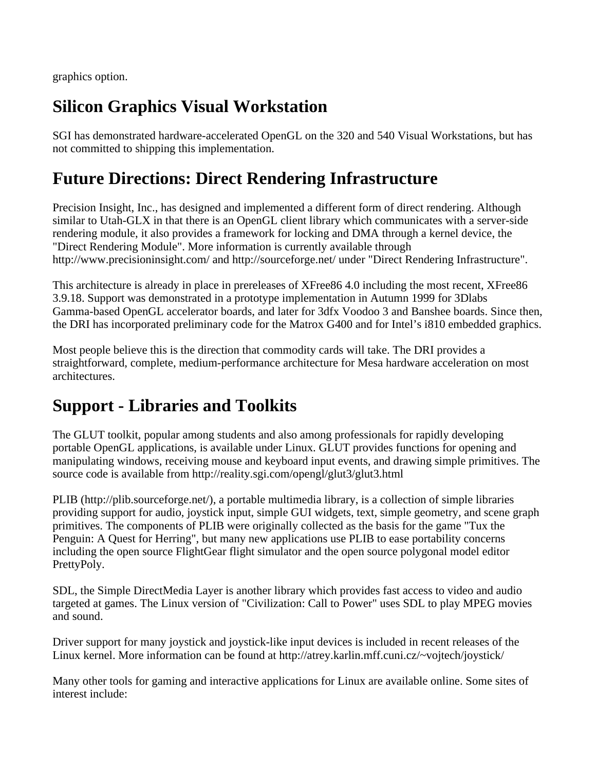graphics option.

## Silicon Graphics Visual Workstation

SGI has demonstrated hardware-accelerated OpenGL on the 320 and 540 Visual Workstations, but has not committed to shipping this implementation.

## Future Directions: Direct Rendering Infrastructure

Precision Insight, Inc., has designed and implemented a different form of direct rendering. Although similar to Utah-GLX in that there is an OpenGL client library which communicates with a server-side rendering module, it also provides a framework for locking and DMA through a kernel device, the "Direct Rendering Module". More information is currently available through http://www.precisioninsight.com/ and http://sourceforge.net/ under "Direct Rendering Infrastructure".

This architecture is already in place in prereleases of XFree86 4.0 including the most recent, XFree86 3.9.18. Support was demonstrated in a prototype implementation in Autumn 1999 for 3Dlabs Gamma-based OpenGL accelerator boards, and later for 3dfx Voodoo 3 and Banshee boards. Since then, the DRI has incorporated preliminary code for the Matrox G400 and for Intel's i810 embedded graphics.

Most people believe this is the direction that commodity cards will take. The DRI provides a straightforward, complete, medium-performance architecture for Mesa hardware acceleration on most architectures.

## Support - Libraries and Toolkits

The GLUT toolkit, popular among students and also among professionals for rapidly developing portable OpenGL applications, is available under Linux. GLUT provides functions for opening and manipulating windows, receiving mouse and keyboard input events, and drawing simple primitives. The source code is available from http://reality.sgi.com/opengl/glut3/glut3.html

PLIB (http://plib.sourceforge.net/), a portable multimedia library, is a collection of simple libraries providing support for audio, joystick input, simple GUI widgets, text, simple geometry, and scene graph primitives. The components of PLIB were originally collected as the basis for the game "Tux the Penguin: A Quest for Herring", but many new applications use PLIB to ease portability concerns including the open source FlightGear flight simulator and the open source polygonal model editor PrettyPoly.

SDL, the Simple DirectMedia Layer is another library which provides fast access to video and audio targeted at games. The Linux version of "Civilization: Call to Power" uses SDL to play MPEG movies and sound.

Driver support for many joystick and joystick-like input devices is included in recent releases of the Linux kernel. More information can be found at http://atrey.karlin.mff.cuni.cz/~vojtech/joystick/

Many other tools for gaming and interactive applications for Linux are available online. Some sites of interest include: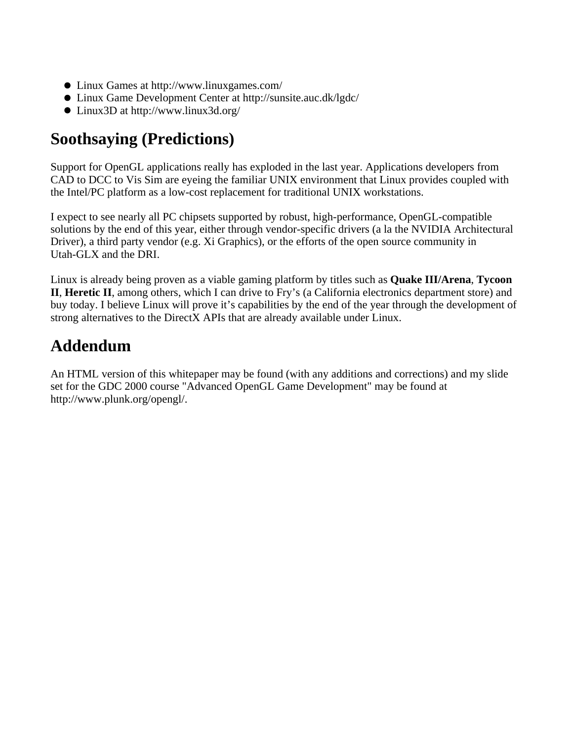- Linux Games at http://www.linuxgames.com/
- Linux Game Development Center at http://sunsite.auc.dk/lgdc/
- Linux3D at http://www.linux3d.org/

## Soothsaying (Predictions)

Support for OpenGL applications really has exploded in the last year. Applications developers from CAD to DCC to Vis Sim are eyeing the familiar UNIX environment that Linux provides coupled with the Intel/PC platform as a low-cost replacement for traditional UNIX workstations.

I expect to see nearly all PC chipsets supported by robust, high-performance, OpenGL-compatible solutions by the end of this year, either through vendor-specific drivers (a la the NVIDIA Architectural Driver), a third party vendor (e.g. Xi Graphics), or the efforts of the open source community in Utah-GLX and the DRI.

Linux is already being proven as a viable gaming platform by titles such as **Quake III/Arena**, **Tycoon II**, **Heretic II**, among others, which I can drive to Fry's (a California electronics department store) and buy today. I believe Linux will prove it's capabilities by the end of the year through the development of strong alternatives to the DirectX APIs that are already available under Linux.

## Addendum

An HTML version of this whitepaper may be found (with any additions and corrections) and my slide set for the GDC 2000 course "Advanced OpenGL Game Development" may be found at http://www.plunk.org/opengl/.